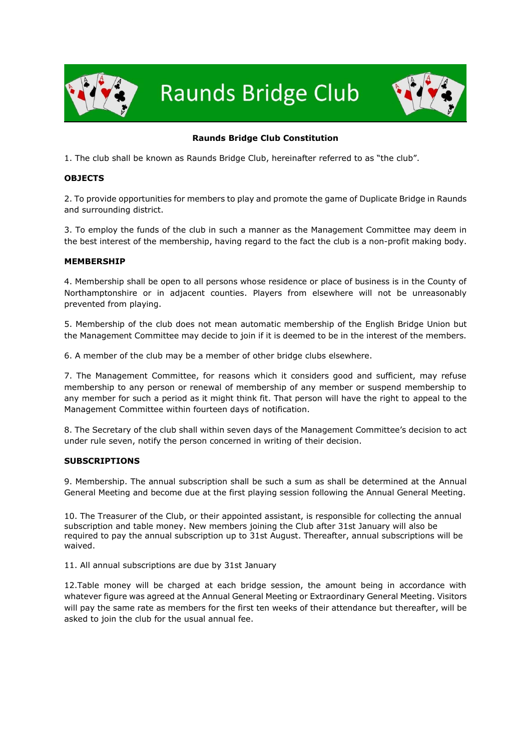# Raunds Bridge Club

## Raunds Bridge Club Constitution

1. The club shall be known as Raunds Bridge Club, hereinafter referred to as "the club".

### OBJECTS

2. To provide opportunities for members to play and promote the game of Duplicate Bridge in Raunds and surrounding district.

3. To employ the funds of the club in such a manner as the Management Committee may deem in the best interest of the membership, having regard to the fact the club is a non-profit making body.

### MEMBERSHIP

4. Membership shall be open to all persons whose residence or place of business is in the County of Northamptonshire or in adjacent counties. Players from elsewhere will not be unreasonably prevented from playing.

5. Membership of the club does not mean automatic membership of the English Bridge Union but the Management Committee may decide to join if it is deemed to be in the interest of the members.

6. A member of the club may be a member of other bridge clubs elsewhere.

7. The Management Committee, for reasons which it considers good and sufficient, may refuse membership to any person or renewal of membership of any member or suspend membership to any member for such a period as it might think fit. That person will have the right to appeal to the Management Committee within fourteen days of notification.

8. The Secretary of the club shall within seven days of the Management Committee's decision to act under rule seven, notify the person concerned in writing of their decision.

### SUBSCRIPTIONS

9. Membership. The annual subscription shall be such a sum as shall be determined at the Annual General Meeting and become due at the first playing session following the Annual General Meeting.

10. The Treasurer of the Club, or their appointed assistant, is responsible for collecting the annual subscription and table money. New members joining the Club after 31st January will also be required to pay the annual subscription up to 31st August. Thereafter, annual subscriptions will be waived.

11. All annual subscriptions are due by 31st January

12.Table money will be charged at each bridge session, the amount being in accordance with whatever figure was agreed at the Annual General Meeting or Extraordinary General Meeting. Visitors will pay the same rate as members for the first ten weeks of their attendance but thereafter, will be asked to join the club for the usual annual fee.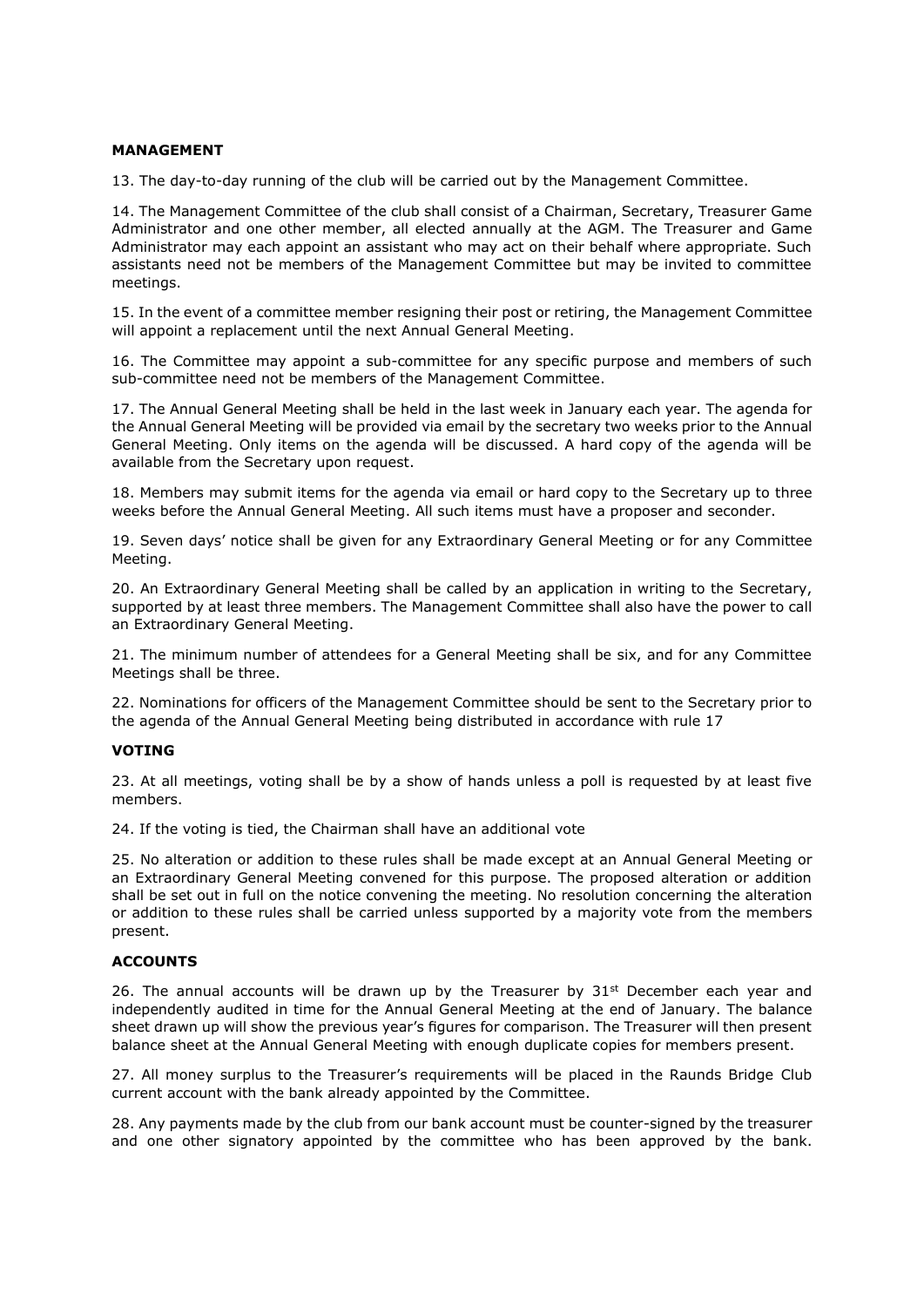**MANAGEMENT**

13. The day-to-day running of the club will be carried out by the Management Committee.

14. The Management Committee of the club shall consist of a Chairman, Secretary, Treasurer Game Administrator and one other member, all elected annually at the AGM. The Treasurer and Game Administrator may each appoint an assistant who may act on their behalf where appropriate. Such assistants need not be members of the Management Committee but may be invited to committee meetings.

15. In the event of a committee member resigning their post or retiring, the Management Committee will appoint a replacement until the next Annual General Meeting.

16. The Committee may appoint a sub-committee for any specific purpose and members of such sub-committee need not be members of the Management Committee.

17. The Annual General Meeting shall be held in the last week in January each year. The agenda for the Annual General Meeting will be provided via email by the secretary two weeks prior to the Annual General Meeting. Only items on the agenda will be discussed. A hard copy of the agenda will be available from the Secretary upon request.

18. Members may submit items for the agenda via email or hard copy to the Secretary up to three weeks before the Annual General Meeting. All such items must have a proposer and seconder.

19. Seven days' notice shall be given for any Extraordinary General Meeting or for any Committee Meeting.

20. An Extraordinary General Meeting shall be called by an application in writing to the Secretary, supported by at least three members. The Management Committee shall also have the power to call an Extraordinary General Meeting.

21. The minimum number of attendees for a General Meeting shall be six, and for any Committee Meetings shall be three.

22. Nominations for officers of the Management Committee should be sent to the Secretary prior to the agenda of the Annual General Meeting being distributed in accordance with rule 17

**VOTING**

23. At all meetings, voting shall be by a show of hands unless a poll is requested by at least five members.

24. If the voting is tied, the Chairman shall have an additional vote

25. No alteration or addition to these rules shall be made except at an Annual General Meeting or an Extraordinary General Meeting convened for this purpose. The proposed alteration or addition shall be set out in full on the notice convening the meeting. No resolution concerning the alteration or addition to these rules shall be carried unless supported by a majority vote from the members present.

**ACCOUNTS**

26. The annual accounts will be drawn up by the Treasurer by 31st December each year and independently audited in time for the Annual General Meeting at the end of January. The balance sheet drawn up will show the previous year's figures for comparison. The Treasurer will then present balance sheet at the Annual General Meeting with enough duplicate copies for members present.

27. All money surplus to the Treasurer's requirements will be placed in the Raunds Bridge Club current account with the bank already appointed by the Committee.

28. Any payments made by the club from our bank account must be counter-signed by the treasurer and one other signatory appointed by the committee who has been approved by the bank.